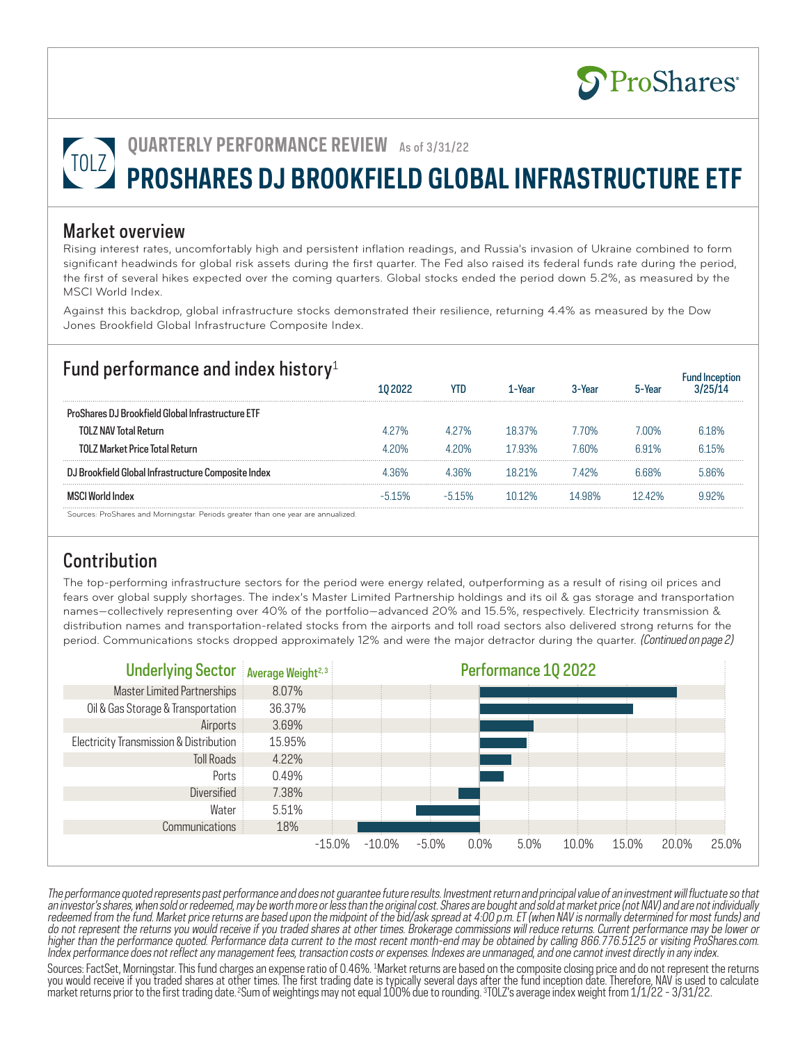ProShares

# QUARTERLY PERFORMANCE REVIEW As of 3/31/22

TOLZ

# PROSHARES DJ BROOKFIELD GLOBAL INFRASTRUCTURE ETF

## Market overview

Rising interest rates, uncomfortably high and persistent inflation readings, and Russia's invasion of Ukraine combined to form significant headwinds for global risk assets during the first quarter. The Fed also raised its federal funds rate during the period, the first of several hikes expected over the coming quarters. Global stocks ended the period down 5.2%, as measured by the MSCI World Index.

Against this backdrop, global infrastructure stocks demonstrated their resilience, returning 4.4% as measured by the Dow Jones Brookfield Global Infrastructure Composite Index.

## Fund performance and index history[1]

| | 1Q 2022 | YTD | 1-Year | 3-Year | 5-Year | Fund Inception 3/25/14 |
|---|---|---|---|---|---|---|
| **ProShares DJ Brookfield Global Infrastructure ETF** | | | | | | |
| **TOLZ NAV Total Return** | 4.27% | 4.27% | 18.37% | 7.70% | 7.00% | 6.18% |
| **TOLZ Market Price Total Return** | 4.20% | 4.20% | 17.93% | 7.60% | 6.91% | 6.15% |
| **DJ Brookfield Global Infrastructure Composite Index** | 4.36% | 4.36% | 18.21% | 7.42% | 6.68% | 5.86% |
| **MSCI World Index** | -5.15% | -5.15% | 10.12% | 14.98% | 12.42% | 9.92% |

Sources: ProShares and Morningstar. Periods greater than one year are annualized.

## Contribution

The top-performing infrastructure sectors for the period were energy related, outperforming as a result of rising oil prices and fears over global supply shortages. The index's Master Limited Partnership holdings and its oil & gas storage and transportation names—collectively representing over 40% of the portfolio—advanced 20% and 15.5%, respectively. Electricity transmission & distribution names and transportation-related stocks from the airports and toll road sectors also delivered strong returns for the period. Communications stocks dropped approximately 12% and were the major detractor during the quarter. *(Continued on page 2)*

| Underlying Sector | Average Weight[2,3] |
|---|---|
| Master Limited Partnerships | 8.07% |
| Oil & Gas Storage & Transportation | 36.37% |
| Airports | 3.69% |
| Electricity Transmission & Distribution | 15.95% |
| Toll Roads | 4.22% |
| Ports | 0.49% |
| Diversified | 7.38% |
| Water | 5.51% |
| Communications | 18% |

*The performance quoted represents past performance and does not guarantee future results. Investment return and principal value of an investment will fluctuate so that an investor's shares, when sold or redeemed, may be worth more or less than the original cost. Shares are bought and sold at market price (not NAV) and are not individually redeemed from the fund. Market price returns are based upon the midpoint of the bid/ask spread at 4:00 p.m. ET (when NAV is normally determined for most funds) and do not represent the returns you would receive if you traded shares at other times. Brokerage commissions will reduce returns. Current performance may be lower or higher than the performance quoted. Performance data current to the most recent month-end may be obtained by calling 866.776.5125 or visiting ProShares.com. Index performance does not reflect any management fees, transaction costs or expenses. Indexes are unmanaged, and one cannot invest directly in any index.*

Sources: FactSet, Morningstar. This fund charges an expense ratio of 0.46%. [1]Market returns are based on the composite closing price and do not represent the returns you would receive if you traded shares at other times. The first trading date is typically several days after the fund inception date. Therefore, NAV is used to calculate market returns prior to the first trading date. [2]Sum of weightings may not equal 100% due to rounding. [3]TOLZ's average index weight from 1/1/22 - 3/31/22.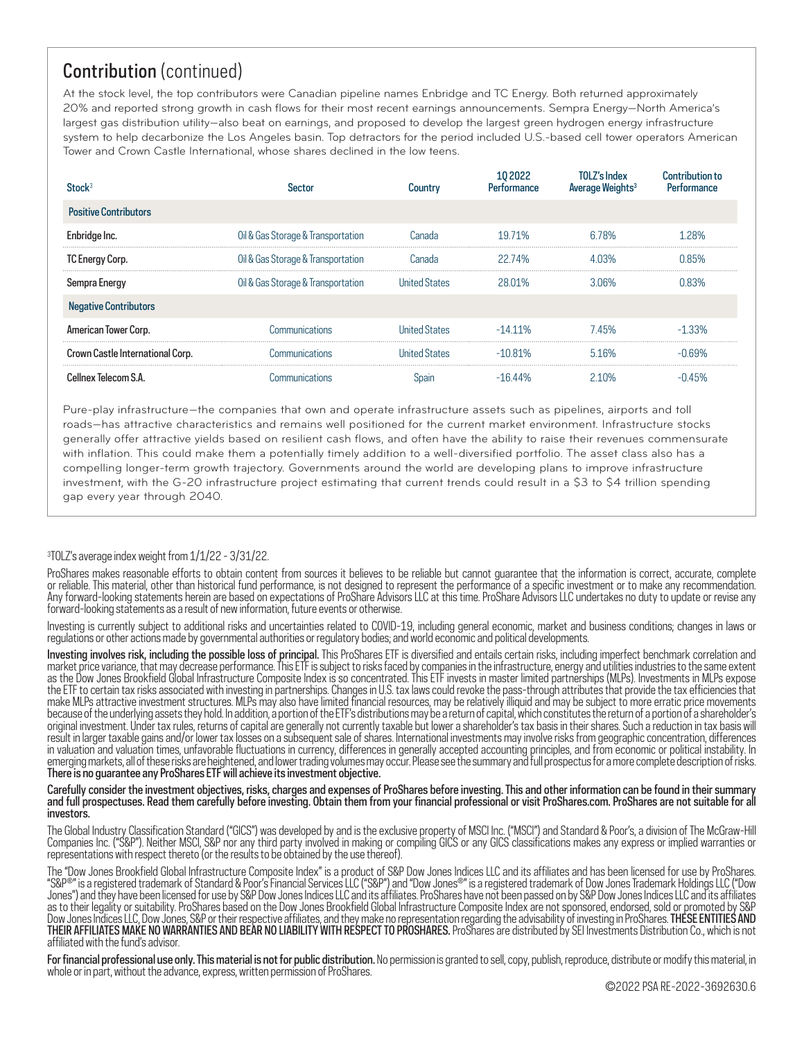## Contribution (continued)

At the stock level, the top contributors were Canadian pipeline names Enbridge and TC Energy. Both returned approximately 20% and reported strong growth in cash flows for their most recent earnings announcements. Sempra Energy—North America's largest gas distribution utility—also beat on earnings, and proposed to develop the largest green hydrogen energy infrastructure system to help decarbonize the Los Angeles basin. Top detractors for the period included U.S.-based cell tower operators American Tower and Crown Castle International, whose shares declined in the low teens.

| Stock[3] | Sector | Country | 1Q 2022 Performance | TOLZ's Index Average Weights[3] | Contribution to Performance |
|---|---|---|---|---|---|
| **Positive Contributors** | | | | | |
| **Enbridge Inc.** | Oil & Gas Storage & Transportation | Canada | 19.71% | 6.78% | 1.28% |
| **TC Energy Corp.** | Oil & Gas Storage & Transportation | Canada | 22.74% | 4.03% | 0.85% |
| **Sempra Energy** | Oil & Gas Storage & Transportation | United States | 28.01% | 3.06% | 0.83% |
| **Negative Contributors** | | | | | |
| **American Tower Corp.** | Communications | United States | -14.11% | 7.45% | -1.33% |
| **Crown Castle International Corp.** | Communications | United States | -10.81% | 5.16% | -0.69% |
| **Cellnex Telecom S.A.** | Communications | Spain | -16.44% | 2.10% | -0.45% |

Pure-play infrastructure—the companies that own and operate infrastructure assets such as pipelines, airports and toll roads—has attractive characteristics and remains well positioned for the current market environment. Infrastructure stocks generally offer attractive yields based on resilient cash flows, and often have the ability to raise their revenues commensurate with inflation. This could make them a potentially timely addition to a well-diversified portfolio. The asset class also has a compelling longer-term growth trajectory. Governments around the world are developing plans to improve infrastructure investment, with the G-20 infrastructure project estimating that current trends could result in a $3 to $4 trillion spending gap every year through 2040.

[3]TOLZ's average index weight from 1/1/22 - 3/31/22.

ProShares makes reasonable efforts to obtain content from sources it believes to be reliable but cannot guarantee that the information is correct, accurate, complete or reliable. This material, other than historical fund performance, is not designed to represent the performance of a specific investment or to make any recommendation. Any forward-looking statements herein are based on expectations of ProShare Advisors LLC at this time. ProShare Advisors LLC undertakes no duty to update or revise any forward-looking statements as a result of new information, future events or otherwise.

Investing is currently subject to additional risks and uncertainties related to COVID-19, including general economic, market and business conditions; changes in laws or regulations or other actions made by governmental authorities or regulatory bodies; and world economic and political developments.

**Investing involves risk, including the possible loss of principal.** This ProShares ETF is diversified and entails certain risks, including imperfect benchmark correlation and market price variance, that may decrease performance. This ETF is subject to risks faced by companies in the infrastructure, energy and utilities industries to the same extent as the Dow Jones Brookfield Global Infrastructure Composite Index is so concentrated. This ETF invests in master limited partnerships (MLPs). Investments in MLPs expose the ETF to certain tax risks associated with investing in partnerships. Changes in U.S. tax laws could revoke the pass-through attributes that provide the tax efficiencies that make MLPs attractive investment structures. MLPs may also have limited financial resources, may be relatively illiquid and may be subject to more erratic price movements because of the underlying assets they hold. In addition, a portion of the ETF's distributions may be a return of capital, which constitutes the return of a portion of a shareholder's original investment. Under tax rules, returns of capital are generally not currently taxable but lower a shareholder's tax basis in their shares. Such a reduction in tax basis will result in larger taxable gains and/or lower tax losses on a subsequent sale of shares. International investments may involve risks from geographic concentration, differences in valuation and valuation times, unfavorable fluctuations in currency, differences in generally accepted accounting principles, and from economic or political instability. In emerging markets, all of these risks are heightened, and lower trading volumes may occur. Please see the summary and full prospectus for a more complete description of risks. **There is no guarantee any ProShares ETF will achieve its investment objective.**

**Carefully consider the investment objectives, risks, charges and expenses of ProShares before investing. This and other information can be found in their summary and full prospectuses. Read them carefully before investing. Obtain them from your financial professional or visit ProShares.com. ProShares are not suitable for all investors.**

The Global Industry Classification Standard ("GICS") was developed by and is the exclusive property of MSCI Inc. ("MSCI") and Standard & Poor's, a division of The McGraw-Hill Companies Inc. ("S&P"). Neither MSCI, S&P nor any third party involved in making or compiling GICS or any GICS classifications makes any express or implied warranties or representations with respect thereto (or the results to be obtained by the use thereof).

The "Dow Jones Brookfield Global Infrastructure Composite Index" is a product of S&P Dow Jones Indices LLC and its affiliates and has been licensed for use by ProShares. "S&P®" is a registered trademark of Standard & Poor's Financial Services LLC ("S&P") and "Dow Jones®" is a registered trademark of Dow Jones Trademark Holdings LLC ("Dow Jones") and they have been licensed for use by S&P Dow Jones Indices LLC and its affiliates. ProShares have not been passed on by S&P Dow Jones Indices LLC and its affiliates as to their legality or suitability. ProShares based on the Dow Jones Brookfield Global Infrastructure Composite Index are not sponsored, endorsed, sold or promoted by S&P Dow Jones Indices LLC, Dow Jones, S&P or their respective affiliates, and they make no representation regarding the advisability of investing in ProShares. **THESE ENTITIES AND THEIR AFFILIATES MAKE NO WARRANTIES AND BEAR NO LIABILITY WITH RESPECT TO PROSHARES.** ProShares are distributed by SEI Investments Distribution Co., which is not affiliated with the fund's advisor.

**For financial professional use only. This material is not for public distribution.** No permission is granted to sell, copy, publish, reproduce, distribute or modify this material, in whole or in part, without the advance, express, written permission of ProShares.

©2022 PSA RE-2022-3692630.6